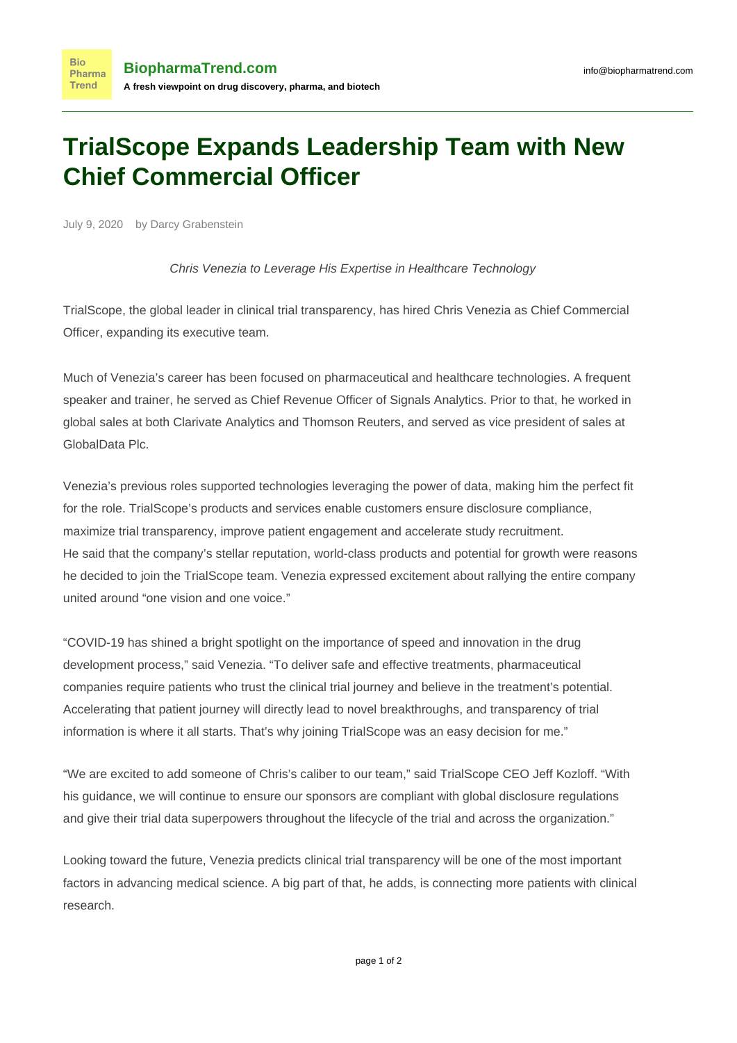# TrialScope Expands Leadership Team with New Chief Commercial Officer

July 9, 2020 by Darcy Grabenstein

*Chris Venezia to Leverage His Expertise in Healthcare Technology*

TrialScope, the global leader in clinical trial transparency, has hired Chris Venezia as Chief Commercial Officer, expanding its executive team.

Much of Venezia's career has been focused on pharmaceutical and healthcare technologies. A frequent speaker and trainer, he served as Chief Revenue Officer of Signals Analytics. Prior to that, he worked in global sales at both Clarivate Analytics and Thomson Reuters, and served as vice president of sales at GlobalData Plc.

Venezia's previous roles supported technologies leveraging the power of data, making him the perfect fit for the role. TrialScope's products and services enable customers ensure disclosure compliance, maximize trial transparency, improve patient engagement and accelerate study recruitment.
He said that the company's stellar reputation, world-class products and potential for growth were reasons he decided to join the TrialScope team. Venezia expressed excitement about rallying the entire company united around "one vision and one voice."

"COVID-19 has shined a bright spotlight on the importance of speed and innovation in the drug development process," said Venezia. "To deliver safe and effective treatments, pharmaceutical companies require patients who trust the clinical trial journey and believe in the treatment's potential. Accelerating that patient journey will directly lead to novel breakthroughs, and transparency of trial information is where it all starts. That's why joining TrialScope was an easy decision for me."

"We are excited to add someone of Chris's caliber to our team," said TrialScope CEO Jeff Kozloff. "With his guidance, we will continue to ensure our sponsors are compliant with global disclosure regulations and give their trial data superpowers throughout the lifecycle of the trial and across the organization."

Looking toward the future, Venezia predicts clinical trial transparency will be one of the most important factors in advancing medical science. A big part of that, he adds, is connecting more patients with clinical research.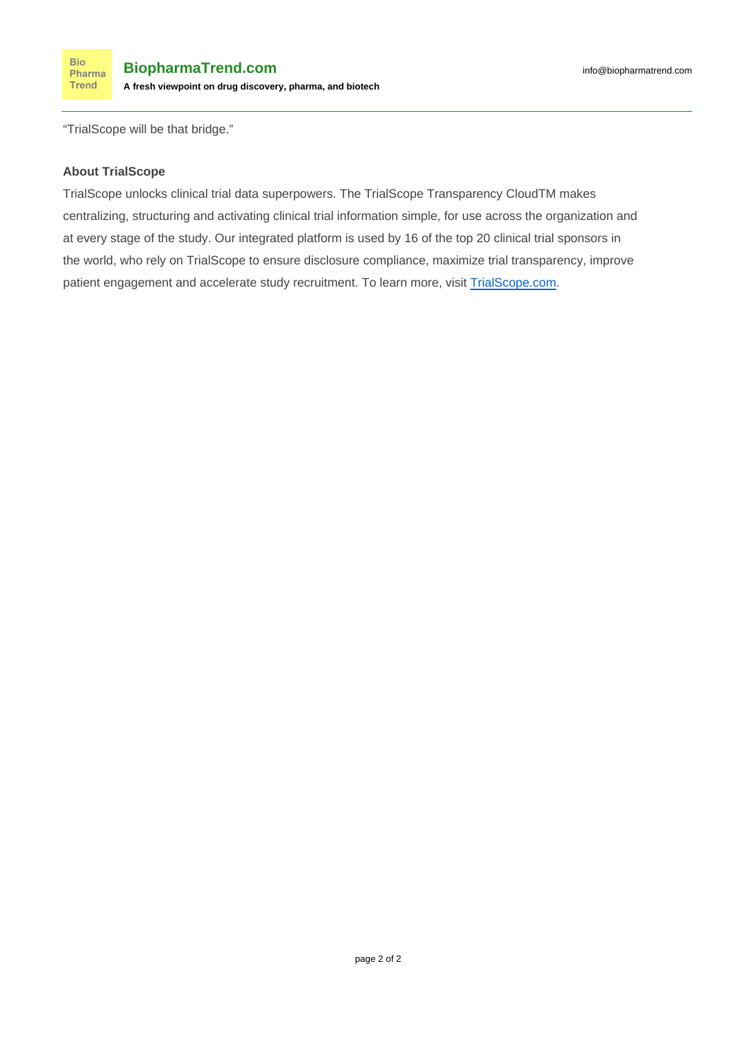"TrialScope will be that bridge."

**About TrialScope**

TrialScope unlocks clinical trial data superpowers. The TrialScope Transparency CloudTM makes centralizing, structuring and activating clinical trial information simple, for use across the organization and at every stage of the study. Our integrated platform is used by 16 of the top 20 clinical trial sponsors in the world, who rely on TrialScope to ensure disclosure compliance, maximize trial transparency, improve patient engagement and accelerate study recruitment. To learn more, visit [TrialScope.com](TrialScope.com).